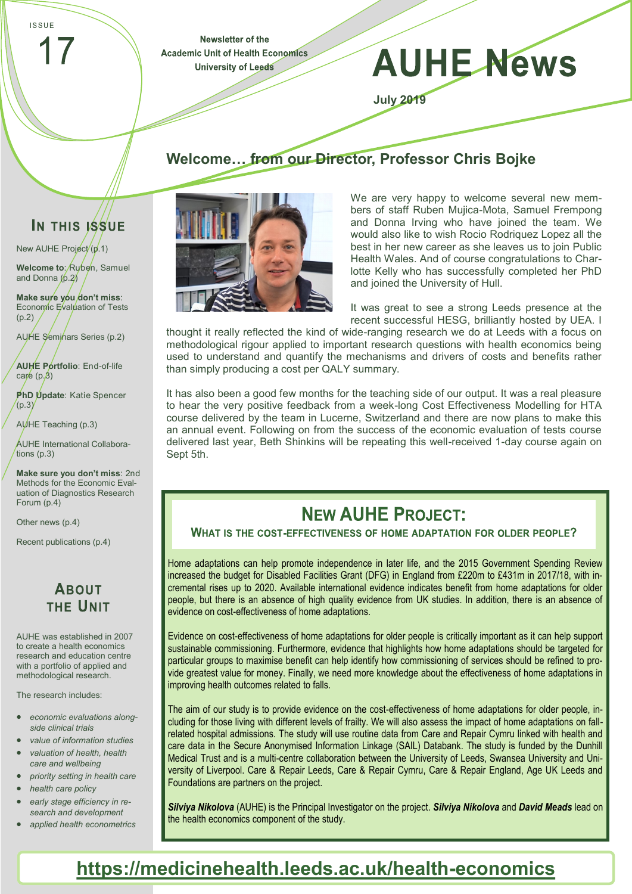ISSUE 17

Newsletter of the
Academic Unit of Health Economics
University of Leeds

# AUHE News

July 2019

## Welcome… from our Director, Professor Chris Bojke

We are very happy to welcome several new members of staff Ruben Mujica-Mota, Samuel Frempong and Donna Irving who have joined the team. We would also like to wish Rocio Rodriquez Lopez all the best in her new career as she leaves us to join Public Health Wales. And of course congratulations to Charlotte Kelly who has successfully completed her PhD and joined the University of Hull.

It was great to see a strong Leeds presence at the recent successful HESG, brilliantly hosted by UEA. I thought it really reflected the kind of wide-ranging research we do at Leeds with a focus on methodological rigour applied to important research questions with health economics being used to understand and quantify the mechanisms and drivers of costs and benefits rather than simply producing a cost per QALY summary.

It has also been a good few months for the teaching side of our output. It was a real pleasure to hear the very positive feedback from a week-long Cost Effectiveness Modelling for HTA course delivered by the team in Lucerne, Switzerland and there are now plans to make this an annual event. Following on from the success of the economic evaluation of tests course delivered last year, Beth Shinkins will be repeating this well-received 1-day course again on Sept 5th.

## New AUHE Project:

### What is the cost-effectiveness of home adaptation for older people?

Home adaptations can help promote independence in later life, and the 2015 Government Spending Review increased the budget for Disabled Facilities Grant (DFG) in England from £220m to £431m in 2017/18, with incremental rises up to 2020. Available international evidence indicates benefit from home adaptations for older people, but there is an absence of high quality evidence from UK studies. In addition, there is an absence of evidence on cost-effectiveness of home adaptations.

Evidence on cost-effectiveness of home adaptations for older people is critically important as it can help support sustainable commissioning. Furthermore, evidence that highlights how home adaptations should be targeted for particular groups to maximise benefit can help identify how commissioning of services should be refined to provide greatest value for money. Finally, we need more knowledge about the effectiveness of home adaptations in improving health outcomes related to falls.

The aim of our study is to provide evidence on the cost-effectiveness of home adaptations for older people, including for those living with different levels of frailty. We will also assess the impact of home adaptations on fall-related hospital admissions. The study will use routine data from Care and Repair Cymru linked with health and care data in the Secure Anonymised Information Linkage (SAIL) Databank. The study is funded by the Dunhill Medical Trust and is a multi-centre collaboration between the University of Leeds, Swansea University and University of Liverpool. Care & Repair Leeds, Care & Repair Cymru, Care & Repair England, Age UK Leeds and Foundations are partners on the project.

***Silviya Nikolova*** (AUHE) is the Principal Investigator on the project. ***Silviya Nikolova*** and ***David Meads*** lead on the health economics component of the study.

## In this issue

New AUHE Project (p.1)

**Welcome to**: Ruben, Samuel and Donna (p.2)

**Make sure you don't miss**: Economic Evaluation of Tests (p.2)

AUHE Seminars Series (p.2)

**AUHE Portfolio**: End-of-life care (p.3)

**PhD Update**: Katie Spencer (p.3)

AUHE Teaching (p.3)

AUHE International Collaborations (p.3)

**Make sure you don't miss**: 2nd Methods for the Economic Evaluation of Diagnostics Research Forum (p.4)

Other news (p.4)

Recent publications (p.4)

## About the Unit

AUHE was established in 2007 to create a health economics research and education centre with a portfolio of applied and methodological research.

The research includes:

- *economic evaluations alongside clinical trials*
- *value of information studies*
- *valuation of health, health care and wellbeing*
- *priority setting in health care*
- *health care policy*
- *early stage efficiency in research and development*
- *applied health econometrics*

**https://medicinehealth.leeds.ac.uk/health-economics**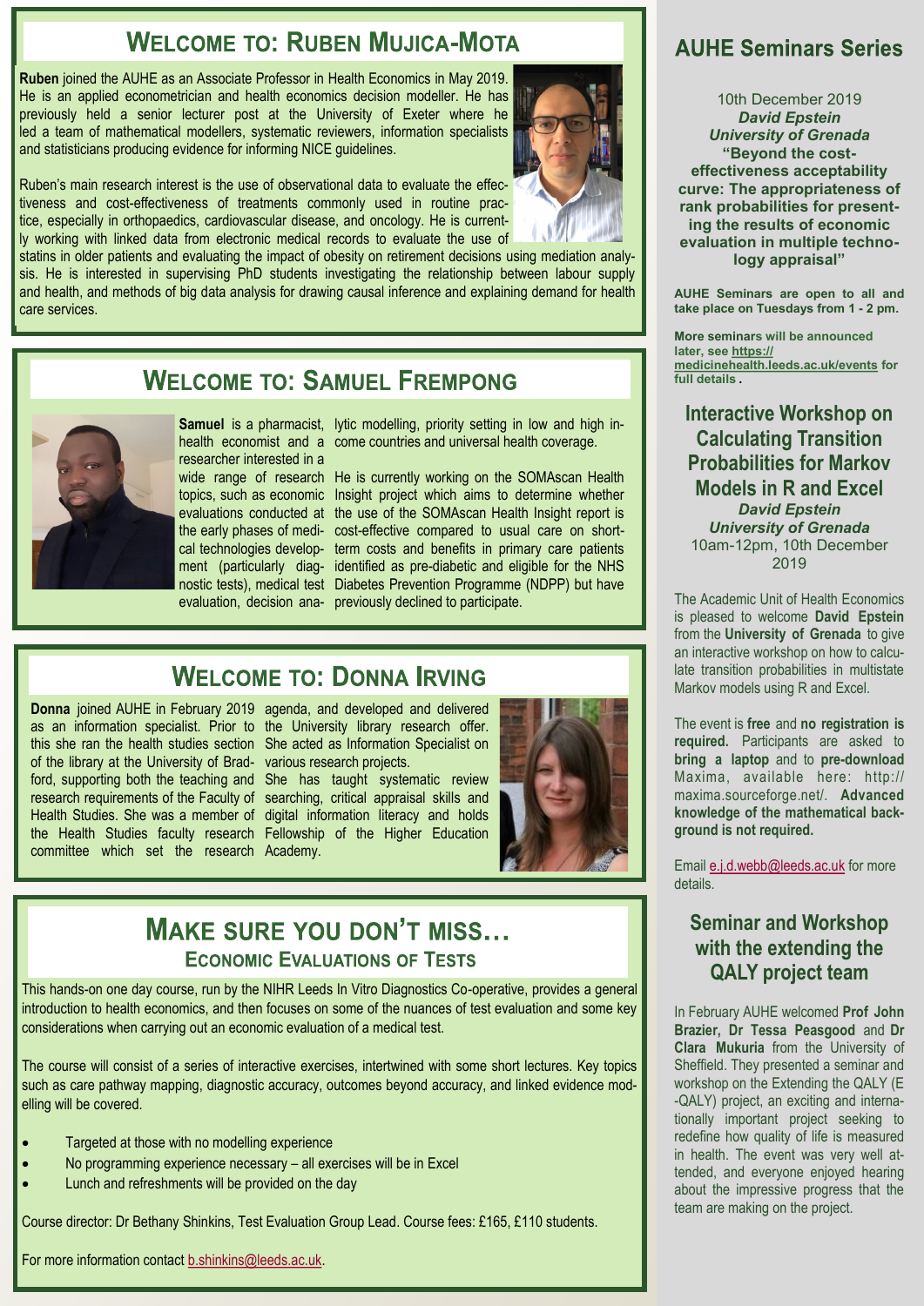## Welcome to: Ruben Mujica-Mota

**Ruben** joined the AUHE as an Associate Professor in Health Economics in May 2019. He is an applied econometrician and health economics decision modeller. He has previously held a senior lecturer post at the University of Exeter where he led a team of mathematical modellers, systematic reviewers, information specialists and statisticians producing evidence for informing NICE guidelines.

Ruben's main research interest is the use of observational data to evaluate the effectiveness and cost-effectiveness of treatments commonly used in routine practice, especially in orthopaedics, cardiovascular disease, and oncology. He is currently working with linked data from electronic medical records to evaluate the use of statins in older patients and evaluating the impact of obesity on retirement decisions using mediation analysis. He is interested in supervising PhD students investigating the relationship between labour supply and health, and methods of big data analysis for drawing causal inference and explaining demand for health care services.

## Welcome to: Samuel Frempong

**Samuel** is a pharmacist, health economist and a researcher interested in a wide range of research topics, such as economic evaluations conducted at the early phases of medical technologies development (particularly diagnostic tests), medical test evaluation, decision analytic modelling, priority setting in low and high income countries and universal health coverage.

He is currently working on the SOMAscan Health Insight project which aims to determine whether the use of the SOMAscan Health Insight report is cost-effective compared to usual care on short-term costs and benefits in primary care patients identified as pre-diabetic and eligible for the NHS Diabetes Prevention Programme (NDPP) but have previously declined to participate.

## Welcome to: Donna Irving

**Donna** joined AUHE in February 2019 as an information specialist. Prior to this she ran the health studies section of the library at the University of Bradford, supporting both the teaching and research requirements of the Faculty of Health Studies. She was a member of the Health Studies faculty research committee which set the research agenda, and developed and delivered the University library research offer. She acted as Information Specialist on various research projects. She has taught systematic review searching, critical appraisal skills and digital information literacy and holds Fellowship of the Higher Education Academy.

## Make sure you don't miss…

### Economic Evaluations of Tests

This hands-on one day course, run by the NIHR Leeds In Vitro Diagnostics Co-operative, provides a general introduction to health economics, and then focuses on some of the nuances of test evaluation and some key considerations when carrying out an economic evaluation of a medical test.

The course will consist of a series of interactive exercises, intertwined with some short lectures. Key topics such as care pathway mapping, diagnostic accuracy, outcomes beyond accuracy, and linked evidence modelling will be covered.

- Targeted at those with no modelling experience
- No programming experience necessary – all exercises will be in Excel
- Lunch and refreshments will be provided on the day

Course director: Dr Bethany Shinkins, Test Evaluation Group Lead. Course fees: £165, £110 students.

For more information contact b.shinkins@leeds.ac.uk.

## AUHE Seminars Series

10th December 2019
***David Epstein***
***University of Grenada***
**"Beyond the cost-effectiveness acceptability curve: The appropriateness of rank probabilities for presenting the results of economic evaluation in multiple technology appraisal"**

**AUHE Seminars are open to all and take place on Tuesdays from 1 - 2 pm.**

**More seminars will be announced later, see https://medicinehealth.leeds.ac.uk/events for full details.**

## Interactive Workshop on Calculating Transition Probabilities for Markov Models in R and Excel

***David Epstein***
***University of Grenada***
10am-12pm, 10th December 2019

The Academic Unit of Health Economics is pleased to welcome **David Epstein** from the **University of Grenada** to give an interactive workshop on how to calculate transition probabilities in multistate Markov models using R and Excel.

The event is **free** and **no registration is required.** Participants are asked to **bring a laptop** so to **pre-download** Maxima, available here: http://maxima.sourceforge.net/. **Advanced knowledge of the mathematical background is not required.**

Email e.j.d.webb@leeds.ac.uk for more details.

## Seminar and Workshop with the extending the QALY project team

In February AUHE welcomed **Prof John Brazier, Dr Tessa Peasgood** and **Dr Clara Mukuria** from the University of Sheffield. They presented a seminar and workshop on the Extending the QALY (E-QALY) project, an exciting and internationally important project seeking to redefine how quality of life is measured in health. The event was very well attended, and everyone enjoyed hearing about the impressive progress that the team are making on the project.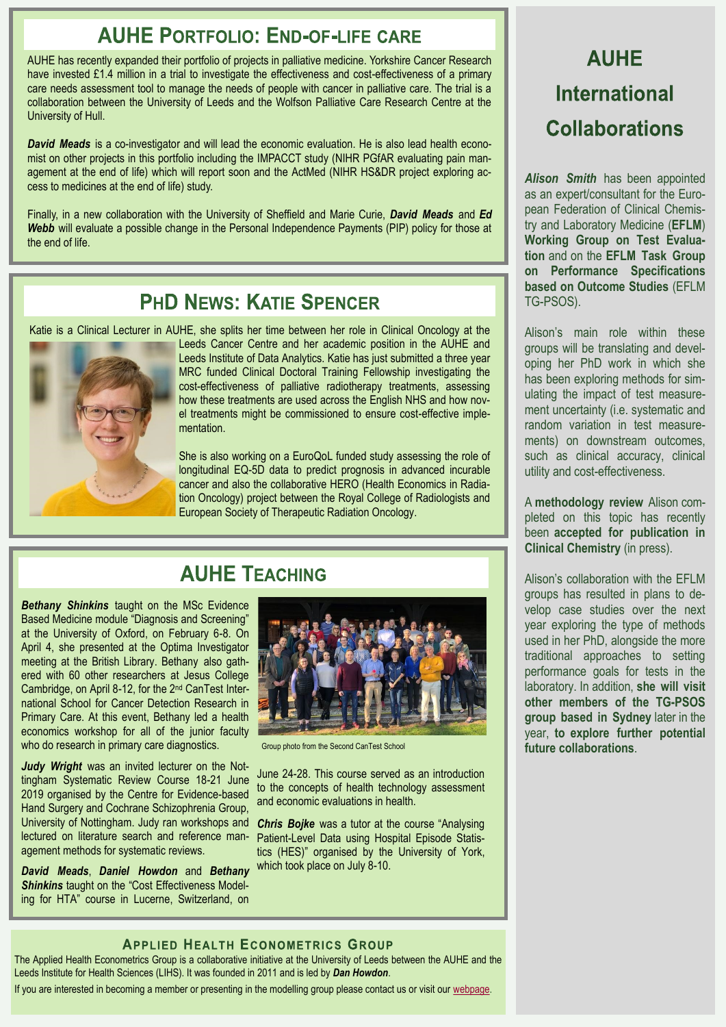## AUHE Portfolio: End-of-life care

AUHE has recently expanded their portfolio of projects in palliative medicine. Yorkshire Cancer Research have invested £1.4 million in a trial to investigate the effectiveness and cost-effectiveness of a primary care needs assessment tool to manage the needs of people with cancer in palliative care. The trial is a collaboration between the University of Leeds and the Wolfson Palliative Care Research Centre at the University of Hull.

***David Meads*** is a co-investigator and will lead the economic evaluation. He is also lead health economist on other projects in this portfolio including the IMPACCT study (NIHR PGfAR evaluating pain management at the end of life) which will report soon and the ActMed (NIHR HS&DR project exploring access to medicines at the end of life) study.

Finally, in a new collaboration with the University of Sheffield and Marie Curie, ***David Meads*** and ***Ed Webb*** will evaluate a possible change in the Personal Independence Payments (PIP) policy for those at the end of life.

## PhD News: Katie Spencer

Katie is a Clinical Lecturer in AUHE, she splits her time between her role in Clinical Oncology at the Leeds Cancer Centre and her academic position in the AUHE and Leeds Institute of Data Analytics. Katie has just submitted a three year MRC funded Clinical Doctoral Training Fellowship investigating the cost-effectiveness of palliative radiotherapy treatments, assessing how these treatments are used across the English NHS and how novel treatments might be commissioned to ensure cost-effective implementation.

She is also working on a EuroQoL funded study assessing the role of longitudinal EQ-5D data to predict prognosis in advanced incurable cancer and also the collaborative HERO (Health Economics in Radiation Oncology) project between the Royal College of Radiologists and European Society of Therapeutic Radiation Oncology.

## AUHE Teaching

***Bethany Shinkins*** taught on the MSc Evidence Based Medicine module "Diagnosis and Screening" at the University of Oxford, on February 6-8. On April 4, she presented at the Optima Investigator meeting at the British Library. Bethany also gathered with 60 other researchers at Jesus College Cambridge, on April 8-12, for the 2nd CanTest International School for Cancer Detection Research in Primary Care. At this event, Bethany led a health economics workshop for all of the junior faculty who do research in primary care diagnostics.

Group photo from the Second CanTest School

***Judy Wright*** was an invited lecturer on the Nottingham Systematic Review Course 18-21 June 2019 organised by the Centre for Evidence-based Hand Surgery and Cochrane Schizophrenia Group, University of Nottingham. Judy ran workshops and lectured on literature search and reference management methods for systematic reviews.

***David Meads***, ***Daniel Howdon*** and ***Bethany Shinkins*** taught on the "Cost Effectiveness Modeling for HTA" course in Lucerne, Switzerland, on June 24-28. This course served as an introduction to the concepts of health technology assessment and economic evaluations in health.

***Chris Bojke*** was a tutor at the course "Analysing Patient-Level Data using Hospital Episode Statistics (HES)" organised by the University of York, which took place on July 8-10.

## AUHE International Collaborations

***Alison Smith*** has been appointed as an expert/consultant for the European Federation of Clinical Chemistry and Laboratory Medicine (**EFLM**) **Working Group on Test Evaluation** and on the **EFLM Task Group on Performance Specifications based on Outcome Studies** (EFLM TG-PSOS).

Alison's main role within these groups will be translating and developing her PhD work in which she has been exploring methods for simulating the impact of test measurement uncertainty (i.e. systematic and random variation in test measurements) on downstream outcomes, such as clinical accuracy, clinical utility and cost-effectiveness.

A **methodology review** Alison completed on this topic has recently been **accepted for publication in Clinical Chemistry** (in press).

Alison's collaboration with the EFLM groups has resulted in plans to develop case studies over the next year exploring the type of methods used in her PhD, alongside the more traditional approaches to setting performance goals for tests in the laboratory. In addition, **she will visit other members of the TG-PSOS group based in Sydney** later in the year, **to explore further potential future collaborations**.

### Applied Health Econometrics Group

The Applied Health Econometrics Group is a collaborative initiative at the University of Leeds between the AUHE and the Leeds Institute for Health Sciences (LIHS). It was founded in 2011 and is led by ***Dan Howdon***.

If you are interested in becoming a member or presenting in the modelling group please contact us or visit our webpage.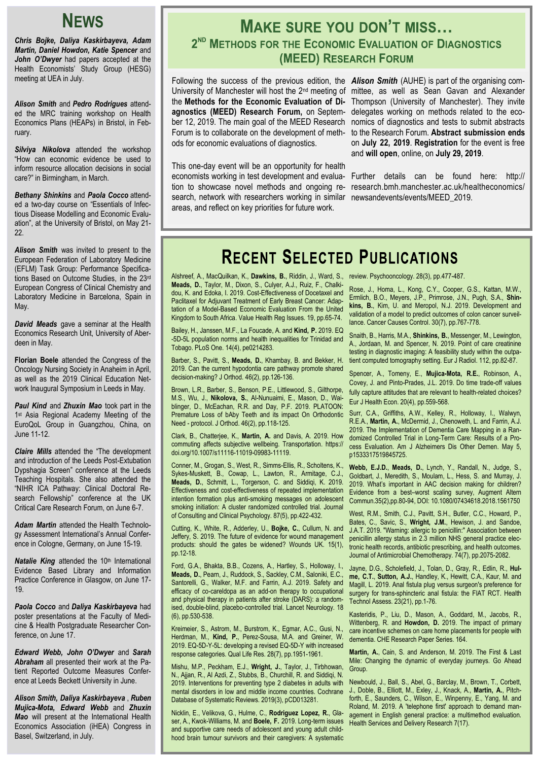# News

***Chris Bojke, Daliya Kaskirbayeva, Adam Martin, Daniel Howdon, Katie Spencer*** and ***John O'Dwyer*** had papers accepted at the Health Economists' Study Group (HESG) meeting at UEA in July.

***Alison Smith*** and ***Pedro Rodrigues*** attended the MRC training workshop on Health Economics Plans (HEAPs) in Bristol, in February.

***Silviya Nikolova*** attended the workshop "How can economic evidence be used to inform resource allocation decisions in social care?" in Birmingham, in March.

***Bethany Shinkins*** and ***Paola Cocco*** attended a two-day course on "Essentials of Infectious Disease Modelling and Economic Evaluation", at the University of Bristol, on May 21-22.

***Alison Smith*** was invited to present to the European Federation of Laboratory Medicine (EFLM) Task Group: Performance Specifications Based on Outcome Studies, in the 23rd European Congress of Clinical Chemistry and Laboratory Medicine in Barcelona, Spain in May.

***David Meads*** gave a seminar at the Health Economics Research Unit, University of Aberdeen in May.

**Florian Boele** attended the Congress of the Oncology Nursing Society in Anaheim in April, as well as the 2019 Clinical Education Network Inaugural Symposium in Leeds in May.

***Paul Kind*** and ***Zhuxin Mao*** took part in the 1st Asia Regional Academy Meeting of the EuroQoL Group in Guangzhou, China, on June 11-12.

***Claire Mills*** attended the "The development and introduction of the Leeds Post-Extubation Dypshagia Screen" conference at the Leeds Teaching Hospitals. She also attended the "NIHR ICA Pathway: Clinical Doctoral Research Fellowship" conference at the UK Critical Care Research Forum, on June 6-7.

***Adam Martin*** attended the Health Technology Assessment International's Annual Conference in Cologne, Germany, on June 15-19.

***Natalie King*** attended the 10th International Evidence Based Library and Information Practice Conference in Glasgow, on June 17-19.

***Paola Cocco*** and ***Daliya Kaskirbayeva*** had poster presentations at the Faculty of Medicine & Health Postgraduate Researcher Conference, on June 17.

***Edward Webb, John O'Dwyer*** and ***Sarah Abraham*** all presented their work at the Patient Reported Outcome Measures Conference at Leeds Beckett University in June.

***Alison Smith, Daliya Kaskirbayeva , Ruben Mujica-Mota, Edward Webb*** and ***Zhuxin Mao*** will present at the International Health Economics Association (iHEA) Congress in Basel, Switzerland, in July.

# Make sure you don't miss…

## 2nd Methods for the Economic Evaluation of Diagnostics (MEED) Research Forum

Following the success of the previous edition, the University of Manchester will host the 2nd meeting of the **Methods for the Economic Evaluation of Diagnostics (MEED) Research Forum,** on September 12, 2019. The main goal of the MEED Research Forum is to collaborate on the development of methods for economic evaluations of diagnostics.

This one-day event will be an opportunity for health economists working in test development and evaluation to showcase novel methods and ongoing research, network with researchers working in similar areas, and reflect on key priorities for future work.

***Alison Smith*** (AUHE) is part of the organising committee, as well as Sean Gavan and Alexander Thompson (University of Manchester). They invite delegates working on methods related to the economics of diagnostics and tests to submit abstracts to the Research Forum. **Abstract submission ends** on **July 22, 2019**. **Registration** for the event is free and **will open**, online, on **July 29, 2019**.

Further details can be found here: http://research.bmh.manchester.ac.uk/healtheconomics/newsandevents/events/MEED_2019.

# Recent Selected Publications

Alshreef, A., MacQuilkan, K., **Dawkins, B.**, Riddin, J., Ward, S., **Meads, D.**, Taylor, M., Dixon, S., Culyer, A.J., Ruiz, F., Chalkidou, K. and Edoka, I. 2019. Cost-Effectiveness of Docetaxel and Paclitaxel for Adjuvant Treatment of Early Breast Cancer: Adaptation of a Model-Based Economic Evaluation From the United Kingdom to South Africa. Value Health Reg Issues. 19, pp.65-74.

Bailey, H., Janssen, M.F., La Foucade, A. and **Kind, P.** 2019. EQ-5D-5L population norms and health inequalities for Trinidad and Tobago. PLoS One. 14(4), pe0214283.

Barber, S., Pavitt, S., **Meads, D.**, Khambay, B. and Bekker, H. 2019. Can the current hypodontia care pathway promote shared decision-making? J Orthod. 46(2), pp.126-136.

Brown, L.R., Barber, S., Benson, P.E., Littlewood, S., Gilthorpe, M.S., Wu, J., **Nikolova, S.**, Al-Nunuaimi, E., Mason, D., Waiblinger, D., McEachan, R.R. and Day, P.F. 2019. PLATOON: Premature Loss of bAby Teeth and its impact On Orthodontic Need - protocol. J Orthod. 46(2), pp.118-125.

Clark, B., Chatterjee, K., **Martin, A.** and Davis, A. 2019. How commuting affects subjective wellbeing. Transportation. https://doi.org/10.1007/s11116-11019-09983-11119.

Conner, M., Grogan, S., West, R., Simms-Ellis, R., Scholtens, K., Sykes-Muskett, B., Cowap, L., Lawton, R., Armitage, C.J., **Meads, D.**, Schmitt, L., Torgerson, C. and Siddiqi, K. 2019. Effectiveness and cost-effectiveness of repeated implementation intention formation plus anti-smoking messages on adolescent smoking initiation: A cluster randomized controlled trial. Journal of Consulting and Clinical Psychology. 87(5), pp.422-432.

Cutting, K., White, R., Adderley, U., **Bojke, C.**, Cullum, N. and Jeffery, S. 2019. The future of evidence for wound management products: should the gates be widened? Wounds UK. 15(1), pp.12-18.

Ford, G.A., Bhakta, B.B., Cozens, A., Hartley, S., Holloway, I., **Meads, D.**, Pearn, J., Ruddock, S., Sackley, C.M., Saloniki, E.C., Santorelli, G., Walker, M.F. and Farrin, A.J. 2019. Safety and efficacy of co-careldopa as an add-on therapy to occupational and physical therapy in patients after stroke (DARS): a randomised, double-blind, placebo-controlled trial. Lancet Neurology. 18 (6), pp.530-538.

Kreimeier, S., Astrom, M., Burstrom, K., Egmar, A.C., Gusi, N., Herdman, M., **Kind, P.**, Perez-Sousa, M.A. and Greiner, W. 2019. EQ-5D-Y-5L: developing a revised EQ-5D-Y with increased response categories. Qual Life Res. 28(7), pp.1951-1961.

Mishu, M.P., Peckham, E.J., **Wright, J.**, Taylor, J., Tirbhowan, N., Ajjan, R., Al Azdi, Z., Stubbs, B., Churchill, R. and Siddiqi, N. 2019. Interventions for preventing type 2 diabetes in adults with mental disorders in low and middle income countries. Cochrane Database of Systematic Reviews. 2019(3), pCD013281.

Nicklin, E., Velikova, G., Hulme, C., **Rodriguez Lopez, R.**, Glaser, A., Kwok-Williams, M. and **Boele, F.** 2019. Long-term issues and supportive care needs of adolescent and young adult childhood brain tumour survivors and their caregivers: A systematic review. Psychooncology. 28(3), pp.477-487.

Rose, J., Homa, L., Kong, C.Y., Cooper, G.S., Kattan, M.W., Ermlich, B.O., Meyers, J.P., Primrose, J.N., Pugh, S.A., **Shinkins, B.**, Kim, U. and Meropol, N.J. 2019. Development and validation of a model to predict outcomes of colon cancer surveillance. Cancer Causes Control. 30(7), pp.767-778.

Snaith, B., Harris, M.A., **Shinkins, B.**, Messenger, M., Lewington, A., Jordaan, M. and Spencer, N. 2019. Point of care creatinine testing in diagnostic imaging: A feasibility study within the outpatient computed tomography setting. Eur J Radiol. 112, pp.82-87.

Spencer, A., Tomeny, E., **Mujica-Mota, R.E.**, Robinson, A., Covey, J. and Pinto-Prades, J.L. 2019. Do time trade-off values fully capture attitudes that are relevant to health-related choices? Eur J Health Econ. 20(4), pp.559-568.

Surr, C.A., Griffiths, A.W., Kelley, R., Holloway, I., Walwyn, R.E.A., **Martin, A.**, McDermid, J., Chenoweth, L. and Farrin, A.J. 2019. The Implementation of Dementia Care Mapping in a Randomized Controlled Trial in Long-Term Care: Results of a Process Evaluation. Am J Alzheimers Dis Other Demen. May 5, p1533317519845725.

**Webb, E.J.D.**, **Meads, D.**, Lynch, Y., Randall, N., Judge, S., Goldbart, J., Meredith, S., Moulam, L., Hess, S. and Murray, J. 2019. What's important in AAC decision making for children? Evidence from a best–worst scaling survey, Augment Altern Commun.35(2),pp.80-94, DOI: 10.1080/07434618.2018.1561750

West, R.M., Smith, C.J., Pavitt, S.H., Butler, C.C., Howard, P., Bates, C., Savic, S., **Wright, J.M.**, Hewison, J. and Sandoe, J.A.T. 2019. "Warning: allergic to penicillin:" Association between penicillin allergy status in 2.3 million NHS general practice electronic health records, antibiotic prescribing, and health outcomes. Journal of Antimicrobial Chemotherapy. 74(7), pp.2075-2082.

Jayne, D.G., Scholefield, J., Tolan, D., Gray, R., Edlin, R., **Hulme, C.T.**, **Sutton, A.J.**, Handley, K., Hewitt, C.A., Kaur, M. and Magill, L. 2019. Anal fistula plug versus surgeon's preference for surgery for trans-sphincteric anal fistula: the FIAT RCT. Health Technol Assess. 23(21), pp.1-76.

Kasteridis, P., Liu, D., Mason, A., Goddard, M., Jacobs, R., Wittenberg, R. and **Howdon, D.** 2019. The impact of primary care incentive schemes on care home placements for people with dementia. CHE Research Paper Series. 164.

**Martin, A.**, Cain, S. and Anderson, M. 2019. The First & Last Mile: Changing the dynamic of everyday journeys. Go Ahead Group.

Newbould, J., Ball, S., Abel, G., Barclay, M., Brown, T., Corbett, J., Doble, B., Elliott, M., Exley, J., Knack, A., **Martin, A.**, Pitchforth, E., Saunders, C., Wilson, E., Winpenny, E., Yang, M. and Roland, M. 2019. A 'telephone first' approach to demand management in English general practice: a multimethod evaluation. Health Services and Delivery Research 7(17).